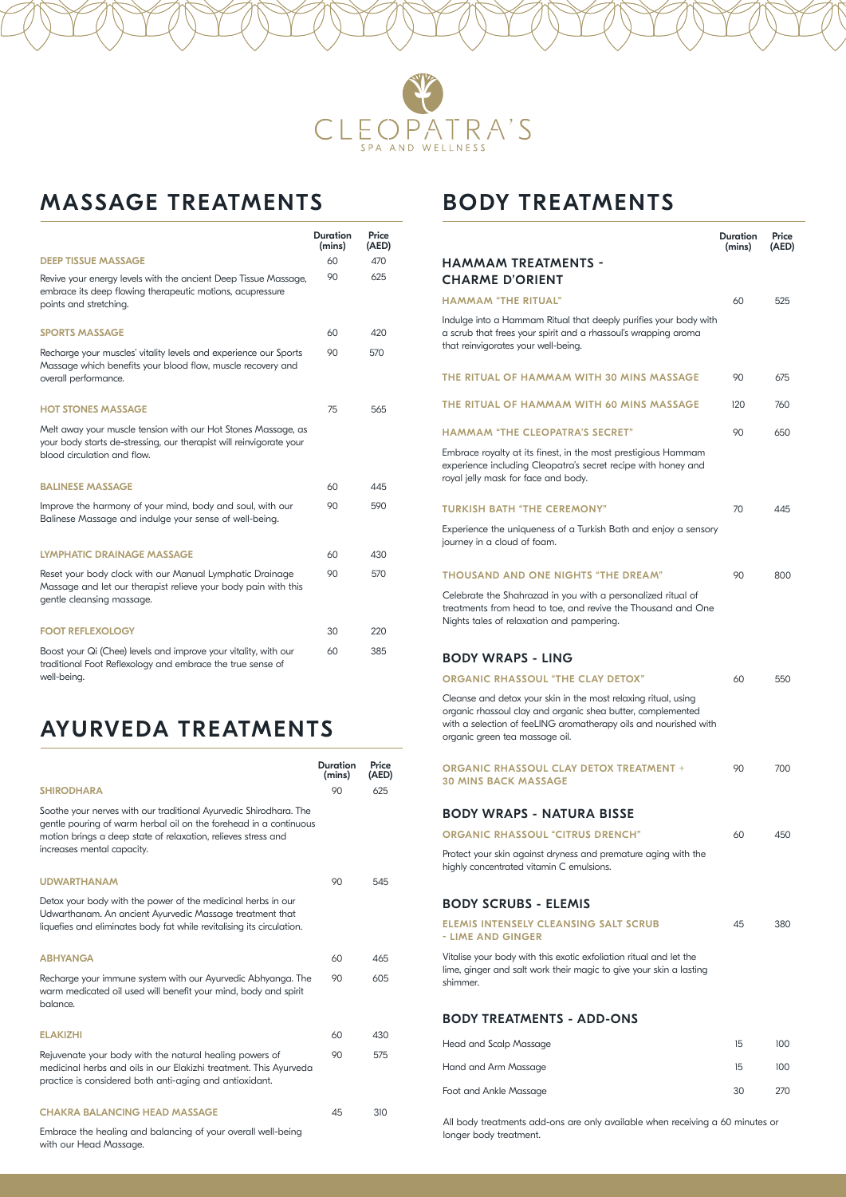# CLEOPATRA'S

SPA AND WELLNESS

## MASSAGE TREATMENTS

| | Duration (mins) | Price (AED) |
|---|---|---|
| **DEEP TISSUE MASSAGE** | 60 | 470 |
| Revive your energy levels with the ancient Deep Tissue Massage, embrace its deep flowing therapeutic motions, acupressure points and stretching. | 90 | 625 |
| **SPORTS MASSAGE** | 60 | 420 |
| Recharge your muscles' vitality levels and experience our Sports Massage which benefits your blood flow, muscle recovery and overall performance. | 90 | 570 |
| **HOT STONES MASSAGE** | 75 | 565 |
| Melt away your muscle tension with our Hot Stones Massage, as your body starts de-stressing, our therapist will reinvigorate your blood circulation and flow. | | |
| **BALINESE MASSAGE** | 60 | 445 |
| Improve the harmony of your mind, body and soul, with our Balinese Massage and indulge your sense of well-being. | 90 | 590 |
| **LYMPHATIC DRAINAGE MASSAGE** | 60 | 430 |
| Reset your body clock with our Manual Lymphatic Drainage Massage and let our therapist relieve your body pain with this gentle cleansing massage. | 90 | 570 |
| **FOOT REFLEXOLOGY** | 30 | 220 |
| Boost your Qi (Chee) levels and improve your vitality, with our traditional Foot Reflexology and embrace the true sense of well-being. | 60 | 385 |

## AYURVEDA TREATMENTS

| | Duration (mins) | Price (AED) |
|---|---|---|
| **SHIRODHARA** | 90 | 625 |
| Soothe your nerves with our traditional Ayurvedic Shirodhara. The gentle pouring of warm herbal oil on the forehead in a continuous motion brings a deep state of relaxation, relieves stress and increases mental capacity. | | |
| **UDWARTHANAM** | 90 | 545 |
| Detox your body with the power of the medicinal herbs in our Udwarthanam. An ancient Ayurvedic Massage treatment that liquefies and eliminates body fat while revitalising its circulation. | | |
| **ABHYANGA** | 60 | 465 |
| Recharge your immune system with our Ayurvedic Abhyanga. The warm medicated oil used will benefit your mind, body and spirit balance. | 90 | 605 |
| **ELAKIZHI** | 60 | 430 |
| Rejuvenate your body with the natural healing powers of medicinal herbs and oils in our Elakizhi treatment. This Ayurveda practice is considered both anti-aging and antioxidant. | 90 | 575 |
| **CHAKRA BALANCING HEAD MASSAGE** | 45 | 310 |
| Embrace the healing and balancing of your overall well-being with our Head Massage. | | |

## BODY TREATMENTS

### HAMMAM TREATMENTS - CHARME D'ORIENT

| | Duration (mins) | Price (AED) |
|---|---|---|
| **HAMMAM "THE RITUAL"** | 60 | 525 |
| Indulge into a Hammam Ritual that deeply purifies your body with a scrub that frees your spirit and a rhassoul's wrapping aroma that reinvigorates your well-being. | | |
| **THE RITUAL OF HAMMAM WITH 30 MINS MASSAGE** | 90 | 675 |
| **THE RITUAL OF HAMMAM WITH 60 MINS MASSAGE** | 120 | 760 |
| **HAMMAM "THE CLEOPATRA'S SECRET"** | 90 | 650 |
| Embrace royalty at its finest, in the most prestigious Hammam experience including Cleopatra's secret recipe with honey and royal jelly mask for face and body. | | |
| **TURKISH BATH "THE CEREMONY"** | 70 | 445 |
| Experience the uniqueness of a Turkish Bath and enjoy a sensory journey in a cloud of foam. | | |
| **THOUSAND AND ONE NIGHTS "THE DREAM"** | 90 | 800 |
| Celebrate the Shahrazad in you with a personalized ritual of treatments from head to toe, and revive the Thousand and One Nights tales of relaxation and pampering. | | |

### BODY WRAPS - LING

| | Duration (mins) | Price (AED) |
|---|---|---|
| **ORGANIC RHASSOUL "THE CLAY DETOX"** | 60 | 550 |
| Cleanse and detox your skin in the most relaxing ritual, using organic rhassoul clay and organic shea butter, complemented with a selection of feeLING aromatherapy oils and nourished with organic green tea massage oil. | | |
| **ORGANIC RHASSOUL CLAY DETOX TREATMENT + 30 MINS BACK MASSAGE** | 90 | 700 |

### BODY WRAPS - NATURA BISSE

| | Duration (mins) | Price (AED) |
|---|---|---|
| **ORGANIC RHASSOUL "CITRUS DRENCH"** | 60 | 450 |
| Protect your skin against dryness and premature aging with the highly concentrated vitamin C emulsions. | | |

### BODY SCRUBS - ELEMIS

| | Duration (mins) | Price (AED) |
|---|---|---|
| **ELEMIS INTENSELY CLEANSING SALT SCRUB - LIME AND GINGER** | 45 | 380 |
| Vitalise your body with this exotic exfoliation ritual and let the lime, ginger and salt work their magic to give your skin a lasting shimmer. | | |

### BODY TREATMENTS - ADD-ONS

| | Duration (mins) | Price (AED) |
|---|---|---|
| Head and Scalp Massage | 15 | 100 |
| Hand and Arm Massage | 15 | 100 |
| Foot and Ankle Massage | 30 | 270 |

All body treatments add-ons are only available when receiving a 60 minutes or longer body treatment.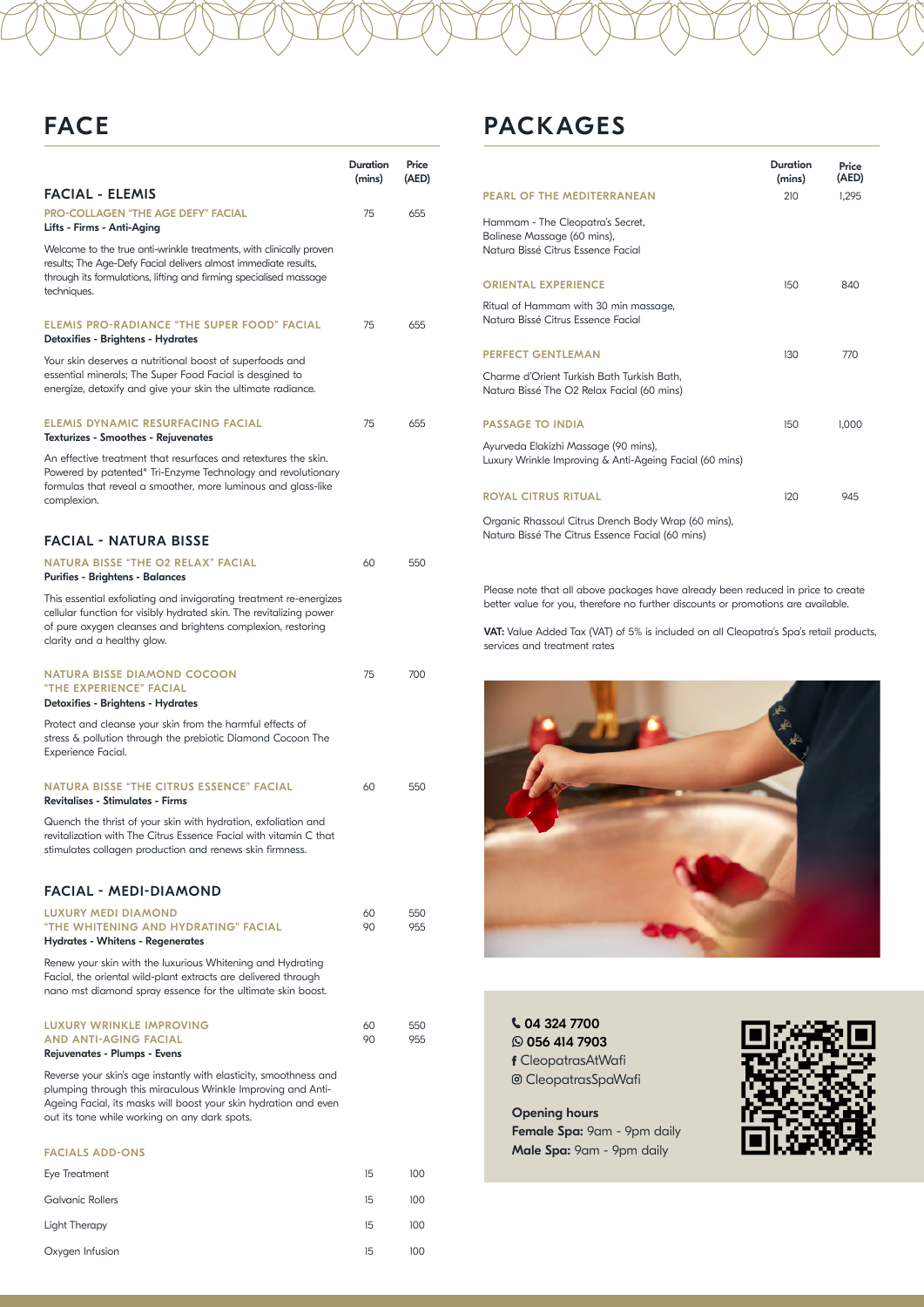# FACE

| | Duration (mins) | Price (AED) |
|---|---|---|
| **FACIAL - ELEMIS** | | |
| **PRO-COLLAGEN "THE AGE DEFY" FACIAL** | 75 | 655 |
| **Lifts - Firms - Anti-Aging** | | |

Welcome to the true anti-wrinkle treatments, with clinically proven results; The Age-Defy Facial delivers almost immediate results, through its formulations, lifting and firming specialised massage techniques.

| | Duration (mins) | Price (AED) |
|---|---|---|
| **ELEMIS PRO-RADIANCE "THE SUPER FOOD" FACIAL** | 75 | 655 |
| **Detoxifies - Brightens - Hydrates** | | |

Your skin deserves a nutritional boost of superfoods and essential minerals; The Super Food Facial is desgined to energize, detoxify and give your skin the ultimate radiance.

| | Duration (mins) | Price (AED) |
|---|---|---|
| **ELEMIS DYNAMIC RESURFACING FACIAL** | 75 | 655 |
| **Texturizes - Smoothes - Rejuvenates** | | |

An effective treatment that resurfaces and retextures the skin. Powered by patented* Tri-Enzyme Technology and revolutionary formulas that reveal a smoother, more luminous and glass-like complexion.

## FACIAL - NATURA BISSE

| | Duration (mins) | Price (AED) |
|---|---|---|
| **NATURA BISSE "THE O2 RELAX" FACIAL** | 60 | 550 |
| **Purifies - Brightens - Balances** | | |

This essential exfoliating and invigorating treatment re-energizes cellular function for visibly hydrated skin. The revitalizing power of pure oxygen cleanses and brightens complexion, restoring clarity and a healthy glow.

| | Duration (mins) | Price (AED) |
|---|---|---|
| **NATURA BISSE DIAMOND COCOON "THE EXPERIENCE" FACIAL** | 75 | 700 |
| **Detoxifies - Brightens - Hydrates** | | |

Protect and cleanse your skin from the harmful effects of stress & pollution through the prebiotic Diamond Cocoon The Experience Facial.

| | Duration (mins) | Price (AED) |
|---|---|---|
| **NATURA BISSE "THE CITRUS ESSENCE" FACIAL** | 60 | 550 |
| **Revitalises - Stimulates - Firms** | | |

Quench the thrist of your skin with hydration, exfoliation and revitalization with The Citrus Essence Facial with vitamin C that stimulates collagen production and renews skin firmness.

## FACIAL - MEDI-DIAMOND

| | Duration (mins) | Price (AED) |
|---|---|---|
| **LUXURY MEDI DIAMOND "THE WHITENING AND HYDRATING" FACIAL** | 60<br>90 | 550<br>955 |
| **Hydrates - Whitens - Regenerates** | | |

Renew your skin with the luxurious Whitening and Hydrating Facial, the oriental wild-plant extracts are delivered through nano mst diamond spray essence for the ultimate skin boost.

| | Duration (mins) | Price (AED) |
|---|---|---|
| **LUXURY WRINKLE IMPROVING AND ANTI-AGING FACIAL** | 60<br>90 | 550<br>955 |
| **Rejuvenates - Plumps - Evens** | | |

Reverse your skin's age instantly with elasticity, smoothness and plumping through this miraculous Wrinkle Improving and Anti-Ageing Facial, its masks will boost your skin hydration and even out its tone while working on any dark spots.

### FACIALS ADD-ONS

| | Duration (mins) | Price (AED) |
|---|---|---|
| Eye Treatment | 15 | 100 |
| Galvanic Rollers | 15 | 100 |
| Light Therapy | 15 | 100 |
| Oxygen Infusion | 15 | 100 |

# PACKAGES

| | Duration (mins) | Price (AED) |
|---|---|---|
| **PEARL OF THE MEDITERRANEAN** | 210 | 1,295 |
| Hammam - The Cleopatra's Secret, Balinese Massage (60 mins), Natura Bissé Citrus Essence Facial | | |
| **ORIENTAL EXPERIENCE** | 150 | 840 |
| Ritual of Hammam with 30 min massage, Natura Bissé Citrus Essence Facial | | |
| **PERFECT GENTLEMAN** | 130 | 770 |
| Charme d'Orient Turkish Bath Turkish Bath, Natura Bissé The O2 Relax Facial (60 mins) | | |
| **PASSAGE TO INDIA** | 150 | 1,000 |
| Ayurveda Elakizhi Massage (90 mins), Luxury Wrinkle Improving & Anti-Ageing Facial (60 mins) | | |
| **ROYAL CITRUS RITUAL** | 120 | 945 |
| Organic Rhassoul Citrus Drench Body Wrap (60 mins), Natura Bissé The Citrus Essence Facial (60 mins) | | |

Please note that all above packages have already been reduced in price to create better value for you, therefore no further discounts or promotions are available.

**VAT:** Value Added Tax (VAT) of 5% is included on all Cleopatra's Spa's retail products, services and treatment rates

**04 324 7700**
**056 414 7903**
CleopatrasAtWafi
CleopatrasSpaWafi

**Opening hours**
**Female Spa:** 9am - 9pm daily
**Male Spa:** 9am - 9pm daily